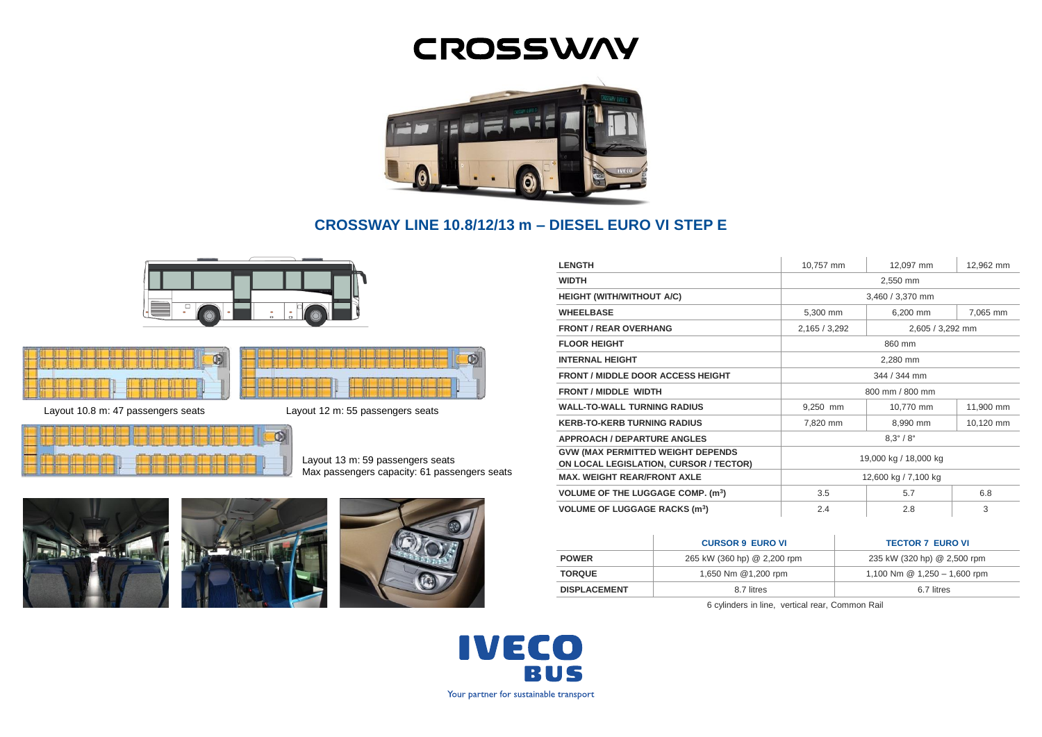# CROSSWAY

## CROSSWAY LINE 10.8/12/13 m – DIESEL EURO VI STEP E

Layout 10.8 m: 47 passengers seats

Layout 12 m: 55 passengers seats

Layout 13 m: 59 passengers seats
Max passengers capacity: 61 passengers seats

| | 10.8 m | 12 m | 13 m |
|---|---|---|---|
| **LENGTH** | 10,757 mm | 12,097 mm | 12,962 mm |
| **WIDTH** | 2,550 mm | | |
| **HEIGHT (WITH/WITHOUT A/C)** | 3,460 / 3,370 mm | | |
| **WHEELBASE** | 5,300 mm | 6,200 mm | 7,065 mm |
| **FRONT / REAR OVERHANG** | 2,165 / 3,292 | 2,605 / 3,292 mm | |
| **FLOOR HEIGHT** | 860 mm | | |
| **INTERNAL HEIGHT** | 2,280 mm | | |
| **FRONT / MIDDLE DOOR ACCESS HEIGHT** | 344 / 344 mm | | |
| **FRONT / MIDDLE WIDTH** | 800 mm / 800 mm | | |
| **WALL-TO-WALL TURNING RADIUS** | 9,250 mm | 10,770 mm | 11,900 mm |
| **KERB-TO-KERB TURNING RADIUS** | 7,820 mm | 8,990 mm | 10,120 mm |
| **APPROACH / DEPARTURE ANGLES** | 8,3° / 8° | | |
| **GVW (MAX PERMITTED WEIGHT DEPENDS ON LOCAL LEGISLATION, CURSOR / TECTOR)** | 19,000 kg / 18,000 kg | | |
| **MAX. WEIGHT REAR/FRONT AXLE** | 12,600 kg / 7,100 kg | | |
| **VOLUME OF THE LUGGAGE COMP. (m³)** | 3.5 | 5.7 | 6.8 |
| **VOLUME OF LUGGAGE RACKS (m³)** | 2.4 | 2.8 | 3 |

| | CURSOR 9 EURO VI | TECTOR 7 EURO VI |
|---|---|---|
| **POWER** | 265 kW (360 hp) @ 2,200 rpm | 235 kW (320 hp) @ 2,500 rpm |
| **TORQUE** | 1,650 Nm @1,200 rpm | 1,100 Nm @ 1,250 – 1,600 rpm |
| **DISPLACEMENT** | 8.7 litres | 6.7 litres |

6 cylinders in line, vertical rear, Common Rail

**IVECO BUS**

Your partner for sustainable transport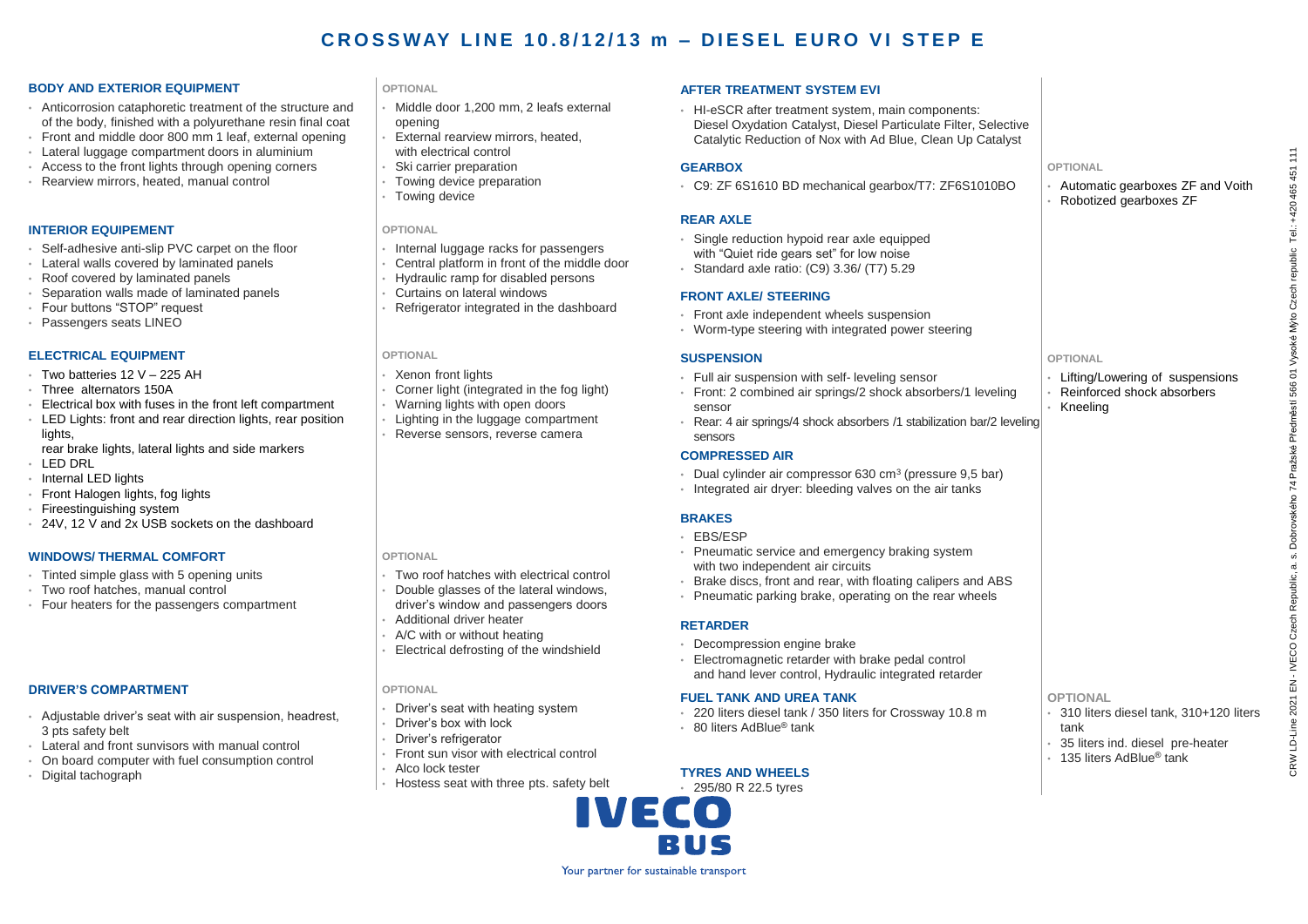# CROSSWAY LINE 10.8/12/13 m – DIESEL EURO VI STEP E

## BODY AND EXTERIOR EQUIPMENT

- Anticorrosion cataphoretic treatment of the structure and of the body, finished with a polyurethane resin final coat
- Front and middle door 800 mm 1 leaf, external opening
- Lateral luggage compartment doors in aluminium
- Access to the front lights through opening corners
- Rearview mirrors, heated, manual control

**OPTIONAL**

- Middle door 1,200 mm, 2 leafs external opening
- External rearview mirrors, heated, with electrical control
- Ski carrier preparation
- Towing device preparation
- Towing device

## INTERIOR EQUIPEMENT

- Self-adhesive anti-slip PVC carpet on the floor
- Lateral walls covered by laminated panels
- Roof covered by laminated panels
- Separation walls made of laminated panels
- Four buttons "STOP" request
- Passengers seats LINEO

**OPTIONAL**

- Internal luggage racks for passengers
- Central platform in front of the middle door
- Hydraulic ramp for disabled persons
- Curtains on lateral windows
- Refrigerator integrated in the dashboard

## ELECTRICAL EQUIPMENT

- Two batteries 12 V – 225 AH
- Three alternators 150A
- Electrical box with fuses in the front left compartment
- LED Lights: front and rear direction lights, rear position lights, rear brake lights, lateral lights and side markers
- LED DRL
- Internal LED lights
- Front Halogen lights, fog lights
- Fireestinguishing system
- 24V, 12 V and 2x USB sockets on the dashboard

**OPTIONAL**

- Xenon front lights
- Corner light (integrated in the fog light)
- Warning lights with open doors
- Lighting in the luggage compartment
- Reverse sensors, reverse camera

## WINDOWS/ THERMAL COMFORT

- Tinted simple glass with 5 opening units
- Two roof hatches, manual control
- Four heaters for the passengers compartment

**OPTIONAL**

- Two roof hatches with electrical control
- Double glasses of the lateral windows, driver's window and passengers doors
- Additional driver heater
- A/C with or without heating
- Electrical defrosting of the windshield

## DRIVER'S COMPARTMENT

- Adjustable driver's seat with air suspension, headrest, 3 pts safety belt
- Lateral and front sunvisors with manual control
- On board computer with fuel consumption control
- Digital tachograph

**OPTIONAL**

- Driver's seat with heating system
- Driver's box with lock
- Driver's refrigerator
- Front sun visor with electrical control
- Alco lock tester
- Hostess seat with three pts. safety belt

## AFTER TREATMENT SYSTEM EVI

- HI-eSCR after treatment system, main components: Diesel Oxydation Catalyst, Diesel Particulate Filter, Selective Catalytic Reduction of Nox with Ad Blue, Clean Up Catalyst

## GEARBOX

- C9: ZF 6S1610 BD mechanical gearbox/T7: ZF6S1010BO

**OPTIONAL**

- Automatic gearboxes ZF and Voith
- Robotized gearboxes ZF

## REAR AXLE

- Single reduction hypoid rear axle equipped with "Quiet ride gears set" for low noise
- Standard axle ratio: (C9) 3.36/ (T7) 5.29

## FRONT AXLE/ STEERING

- Front axle independent wheels suspension
- Worm-type steering with integrated power steering

## SUSPENSION

- Full air suspension with self- leveling sensor
- Front: 2 combined air springs/2 shock absorbers/1 leveling sensor
- Rear: 4 air springs/4 shock absorbers /1 stabilization bar/2 leveling sensors

**OPTIONAL**

- Lifting/Lowering of suspensions
- Reinforced shock absorbers
- Kneeling

## COMPRESSED AIR

- Dual cylinder air compressor 630 cm³ (pressure 9,5 bar)
- Integrated air dryer: bleeding valves on the air tanks

## BRAKES

- EBS/ESP
- Pneumatic service and emergency braking system with two independent air circuits
- Brake discs, front and rear, with floating calipers and ABS
- Pneumatic parking brake, operating on the rear wheels

## RETARDER

- Decompression engine brake
- Electromagnetic retarder with brake pedal control and hand lever control, Hydraulic integrated retarder

## FUEL TANK AND UREA TANK

- 220 liters diesel tank / 350 liters for Crossway 10.8 m
- 80 liters AdBlue® tank

**OPTIONAL**

- 310 liters diesel tank, 310+120 liters tank
- 35 liters ind. diesel pre-heater
- 135 liters AdBlue® tank

## TYRES AND WHEELS

- 295/80 R 22.5 tyres

IVECO BUS

Your partner for sustainable transport

CRW LD-Line 2021 EN - IVECO Czech Republic, a. s. Dobrovského 74 Pražské Předměstí 566 01 Vysoké Mýto Czech republic Tel.: +420 465 451 111